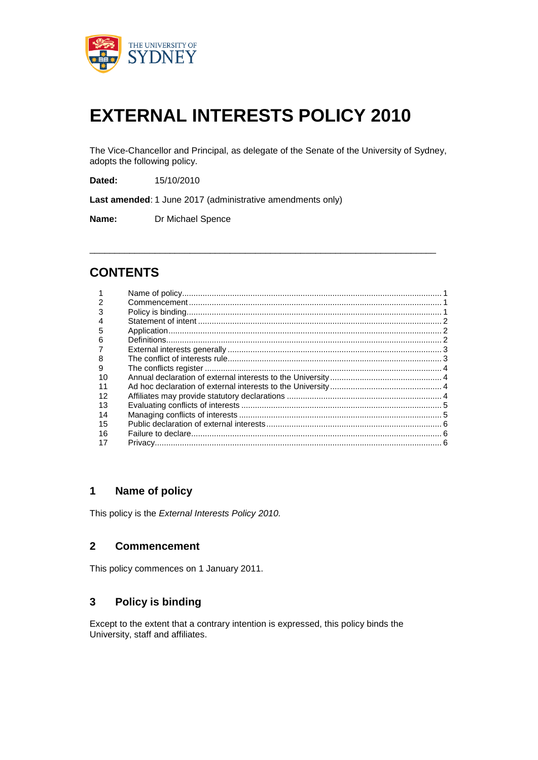# EXTERNAL INTERESTS POLICY 2010

The Vice-Chancellor and Principal, as delegate of the Senate of the University of Sydney, adopts the following policy.

**Dated:** 15/10/2010

**Last amended**: 1 June 2017 (administrative amendments only)

**Name:** Dr Michael Spence

---

## CONTENTS

| | | |
|---|---|---|
| 1 | Name of policy | 1 |
| 2 | Commencement | 1 |
| 3 | Policy is binding | 1 |
| 4 | Statement of intent | 2 |
| 5 | Application | 2 |
| 6 | Definitions | 2 |
| 7 | External interests generally | 3 |
| 8 | The conflict of interests rule | 3 |
| 9 | The conflicts register | 4 |
| 10 | Annual declaration of external interests to the University | 4 |
| 11 | Ad hoc declaration of external interests to the University | 4 |
| 12 | Affiliates may provide statutory declarations | 4 |
| 13 | Evaluating conflicts of interests | 5 |
| 14 | Managing conflicts of interests | 5 |
| 15 | Public declaration of external interests | 6 |
| 16 | Failure to declare | 6 |
| 17 | Privacy | 6 |

## 1 Name of policy

This policy is the *External Interests Policy 2010.*

## 2 Commencement

This policy commences on 1 January 2011.

## 3 Policy is binding

Except to the extent that a contrary intention is expressed, this policy binds the University, staff and affiliates.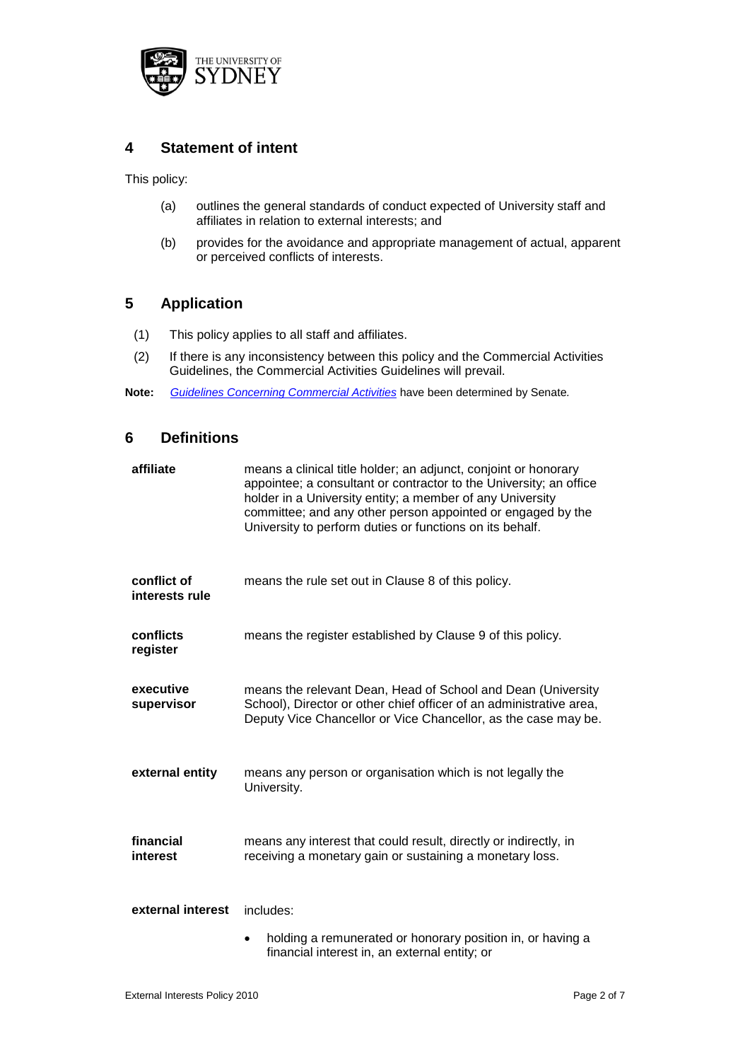## 4 Statement of intent

This policy:

(a) outlines the general standards of conduct expected of University staff and affiliates in relation to external interests; and

(b) provides for the avoidance and appropriate management of actual, apparent or perceived conflicts of interests.

## 5 Application

(1) This policy applies to all staff and affiliates.

(2) If there is any inconsistency between this policy and the Commercial Activities Guidelines, the Commercial Activities Guidelines will prevail.

**Note:** *Guidelines Concerning Commercial Activities* have been determined by Senate.

## 6 Definitions

**affiliate** means a clinical title holder; an adjunct, conjoint or honorary appointee; a consultant or contractor to the University; an office holder in a University entity; a member of any University committee; and any other person appointed or engaged by the University to perform duties or functions on its behalf.

**conflict of interests rule** means the rule set out in Clause 8 of this policy.

**conflicts register** means the register established by Clause 9 of this policy.

**executive supervisor** means the relevant Dean, Head of School and Dean (University School), Director or other chief officer of an administrative area, Deputy Vice Chancellor or Vice Chancellor, as the case may be.

**external entity** means any person or organisation which is not legally the University.

**financial interest** means any interest that could result, directly or indirectly, in receiving a monetary gain or sustaining a monetary loss.

**external interest** includes:

- holding a remunerated or honorary position in, or having a financial interest in, an external entity; or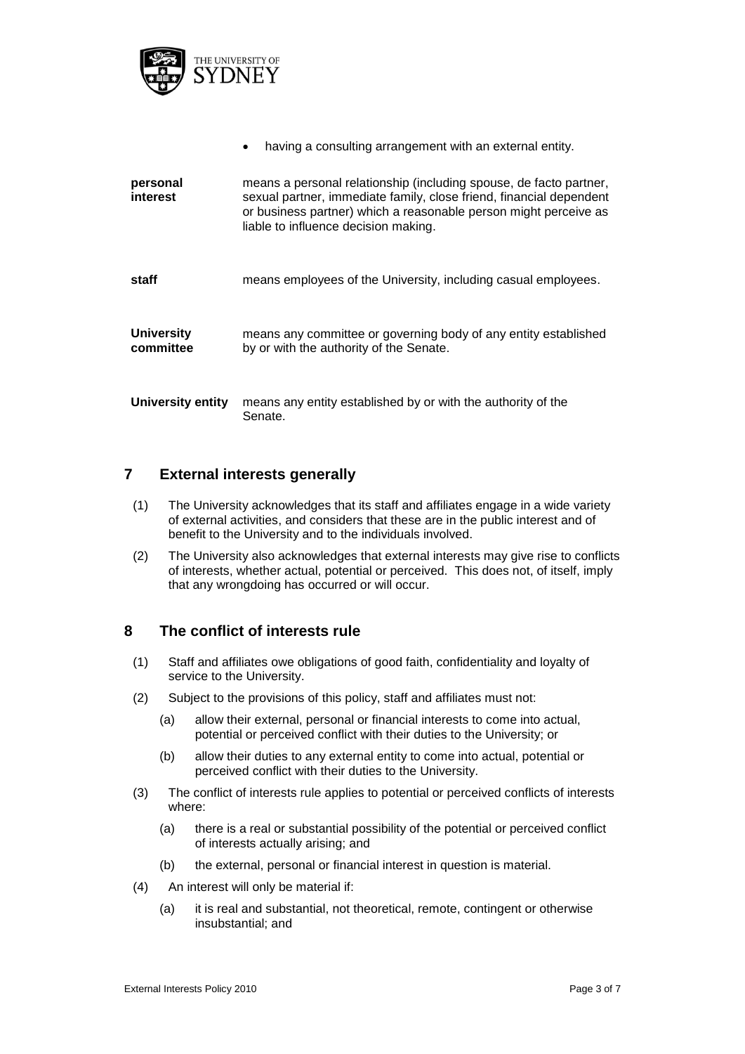- having a consulting arrangement with an external entity.

| | |
|---|---|
| **personal interest** | means a personal relationship (including spouse, de facto partner, sexual partner, immediate family, close friend, financial dependent or business partner) which a reasonable person might perceive as liable to influence decision making. |
| **staff** | means employees of the University, including casual employees. |
| **University committee** | means any committee or governing body of any entity established by or with the authority of the Senate. |
| **University entity** | means any entity established by or with the authority of the Senate. |

## 7 External interests generally

(1) The University acknowledges that its staff and affiliates engage in a wide variety of external activities, and considers that these are in the public interest and of benefit to the University and to the individuals involved.

(2) The University also acknowledges that external interests may give rise to conflicts of interests, whether actual, potential or perceived. This does not, of itself, imply that any wrongdoing has occurred or will occur.

## 8 The conflict of interests rule

(1) Staff and affiliates owe obligations of good faith, confidentiality and loyalty of service to the University.

(2) Subject to the provisions of this policy, staff and affiliates must not:

(a) allow their external, personal or financial interests to come into actual, potential or perceived conflict with their duties to the University; or

(b) allow their duties to any external entity to come into actual, potential or perceived conflict with their duties to the University.

(3) The conflict of interests rule applies to potential or perceived conflicts of interests where:

(a) there is a real or substantial possibility of the potential or perceived conflict of interests actually arising; and

(b) the external, personal or financial interest in question is material.

(4) An interest will only be material if:

(a) it is real and substantial, not theoretical, remote, contingent or otherwise insubstantial; and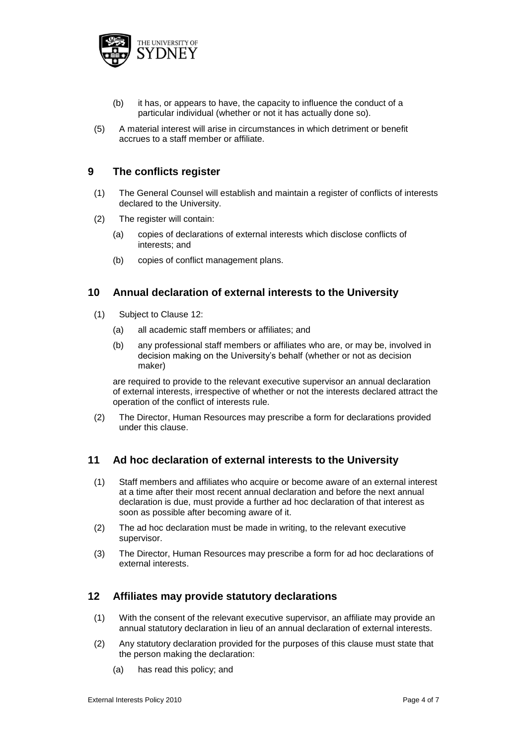(b) it has, or appears to have, the capacity to influence the conduct of a particular individual (whether or not it has actually done so).

(5) A material interest will arise in circumstances in which detriment or benefit accrues to a staff member or affiliate.

## 9 The conflicts register

(1) The General Counsel will establish and maintain a register of conflicts of interests declared to the University.

(2) The register will contain:

(a) copies of declarations of external interests which disclose conflicts of interests; and

(b) copies of conflict management plans.

## 10 Annual declaration of external interests to the University

(1) Subject to Clause 12:

(a) all academic staff members or affiliates; and

(b) any professional staff members or affiliates who are, or may be, involved in decision making on the University's behalf (whether or not as decision maker)

are required to provide to the relevant executive supervisor an annual declaration of external interests, irrespective of whether or not the interests declared attract the operation of the conflict of interests rule.

(2) The Director, Human Resources may prescribe a form for declarations provided under this clause.

## 11 Ad hoc declaration of external interests to the University

(1) Staff members and affiliates who acquire or become aware of an external interest at a time after their most recent annual declaration and before the next annual declaration is due, must provide a further ad hoc declaration of that interest as soon as possible after becoming aware of it.

(2) The ad hoc declaration must be made in writing, to the relevant executive supervisor.

(3) The Director, Human Resources may prescribe a form for ad hoc declarations of external interests.

## 12 Affiliates may provide statutory declarations

(1) With the consent of the relevant executive supervisor, an affiliate may provide an annual statutory declaration in lieu of an annual declaration of external interests.

(2) Any statutory declaration provided for the purposes of this clause must state that the person making the declaration:

(a) has read this policy; and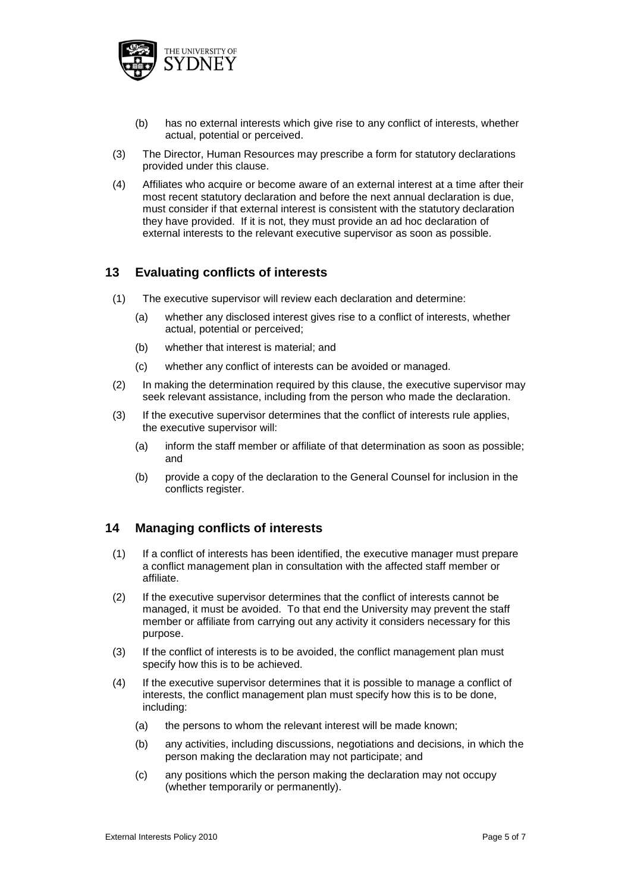(b) has no external interests which give rise to any conflict of interests, whether actual, potential or perceived.

(3) The Director, Human Resources may prescribe a form for statutory declarations provided under this clause.

(4) Affiliates who acquire or become aware of an external interest at a time after their most recent statutory declaration and before the next annual declaration is due, must consider if that external interest is consistent with the statutory declaration they have provided. If it is not, they must provide an ad hoc declaration of external interests to the relevant executive supervisor as soon as possible.

## 13 Evaluating conflicts of interests

(1) The executive supervisor will review each declaration and determine:

(a) whether any disclosed interest gives rise to a conflict of interests, whether actual, potential or perceived;

(b) whether that interest is material; and

(c) whether any conflict of interests can be avoided or managed.

(2) In making the determination required by this clause, the executive supervisor may seek relevant assistance, including from the person who made the declaration.

(3) If the executive supervisor determines that the conflict of interests rule applies, the executive supervisor will:

(a) inform the staff member or affiliate of that determination as soon as possible; and

(b) provide a copy of the declaration to the General Counsel for inclusion in the conflicts register.

## 14 Managing conflicts of interests

(1) If a conflict of interests has been identified, the executive manager must prepare a conflict management plan in consultation with the affected staff member or affiliate.

(2) If the executive supervisor determines that the conflict of interests cannot be managed, it must be avoided. To that end the University may prevent the staff member or affiliate from carrying out any activity it considers necessary for this purpose.

(3) If the conflict of interests is to be avoided, the conflict management plan must specify how this is to be achieved.

(4) If the executive supervisor determines that it is possible to manage a conflict of interests, the conflict management plan must specify how this is to be done, including:

(a) the persons to whom the relevant interest will be made known;

(b) any activities, including discussions, negotiations and decisions, in which the person making the declaration may not participate; and

(c) any positions which the person making the declaration may not occupy (whether temporarily or permanently).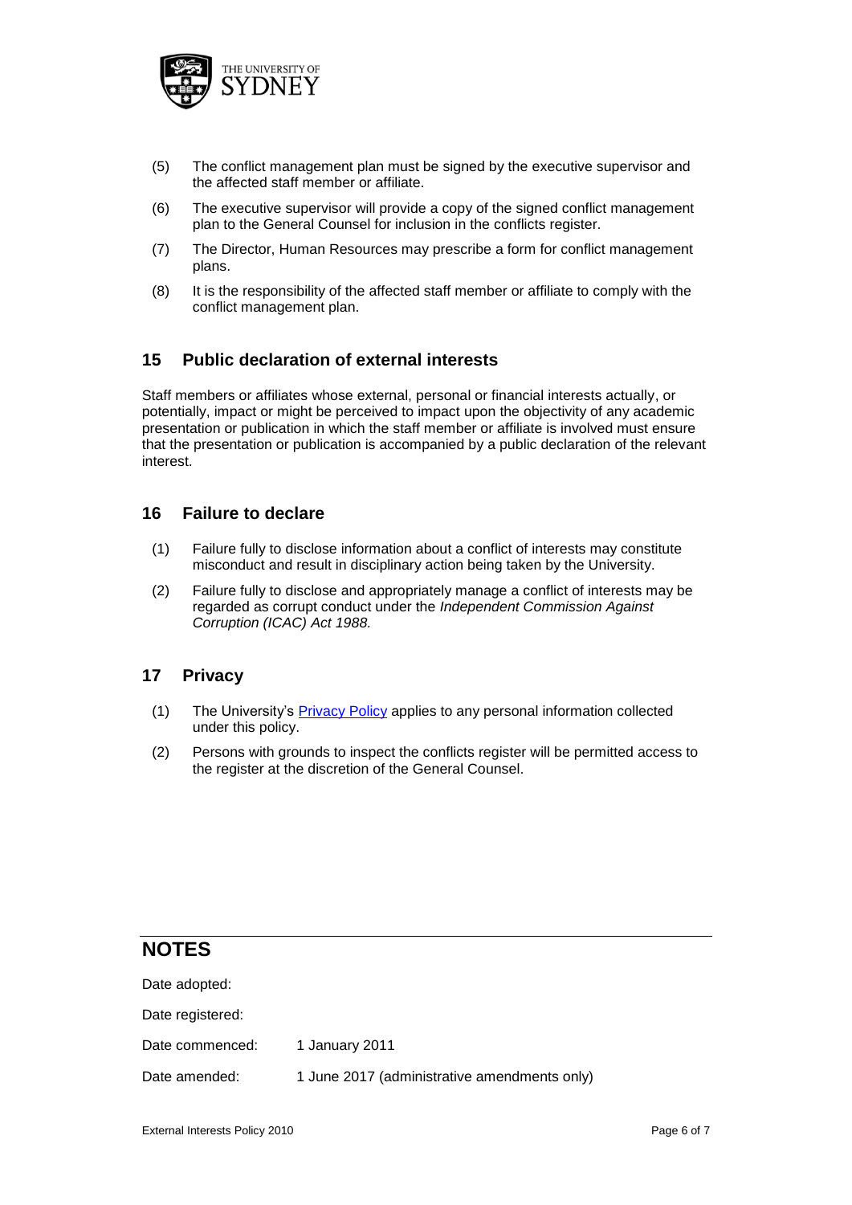(5) The conflict management plan must be signed by the executive supervisor and the affected staff member or affiliate.

(6) The executive supervisor will provide a copy of the signed conflict management plan to the General Counsel for inclusion in the conflicts register.

(7) The Director, Human Resources may prescribe a form for conflict management plans.

(8) It is the responsibility of the affected staff member or affiliate to comply with the conflict management plan.

## 15 Public declaration of external interests

Staff members or affiliates whose external, personal or financial interests actually, or potentially, impact or might be perceived to impact upon the objectivity of any academic presentation or publication in which the staff member or affiliate is involved must ensure that the presentation or publication is accompanied by a public declaration of the relevant interest.

## 16 Failure to declare

(1) Failure fully to disclose information about a conflict of interests may constitute misconduct and result in disciplinary action being taken by the University.

(2) Failure fully to disclose and appropriately manage a conflict of interests may be regarded as corrupt conduct under the *Independent Commission Against Corruption (ICAC) Act 1988.*

## 17 Privacy

(1) The University's [Privacy Policy] applies to any personal information collected under this policy.

(2) Persons with grounds to inspect the conflicts register will be permitted access to the register at the discretion of the General Counsel.

# NOTES

Date adopted:

Date registered:

Date commenced: 1 January 2011

Date amended: 1 June 2017 (administrative amendments only)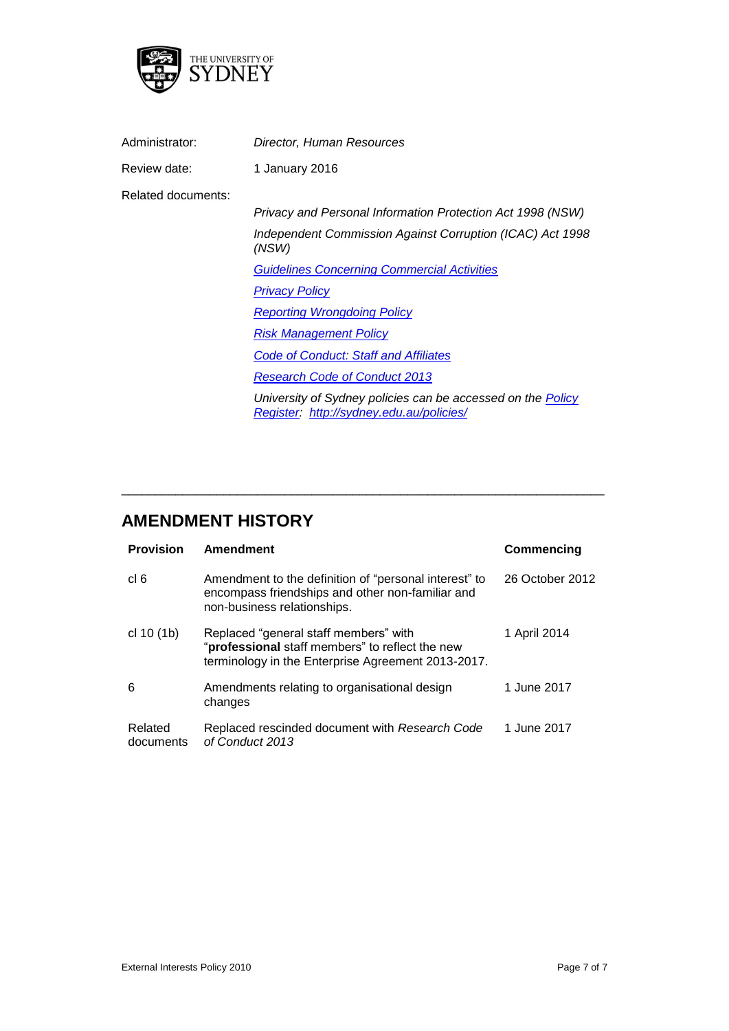| | |
|---|---|
| Administrator: | *Director, Human Resources* |
| Review date: | 1 January 2016 |
| Related documents: | *Privacy and Personal Information Protection Act 1998 (NSW)* |
| | *Independent Commission Against Corruption (ICAC) Act 1998 (NSW)* |
| | *Guidelines Concerning Commercial Activities* |
| | *Privacy Policy* |
| | *Reporting Wrongdoing Policy* |
| | *Risk Management Policy* |
| | *Code of Conduct: Staff and Affiliates* |
| | *Research Code of Conduct 2013* |
| | *University of Sydney policies can be accessed on the Policy Register: http://sydney.edu.au/policies/* |

---

## AMENDMENT HISTORY

| Provision | Amendment | Commencing |
|---|---|---|
| cl 6 | Amendment to the definition of "personal interest" to encompass friendships and other non-familiar and non-business relationships. | 26 October 2012 |
| cl 10 (1b) | Replaced "general staff members" with "**professional** staff members" to reflect the new terminology in the Enterprise Agreement 2013-2017. | 1 April 2014 |
| 6 | Amendments relating to organisational design changes | 1 June 2017 |
| Related documents | Replaced rescinded document with *Research Code of Conduct 2013* | 1 June 2017 |